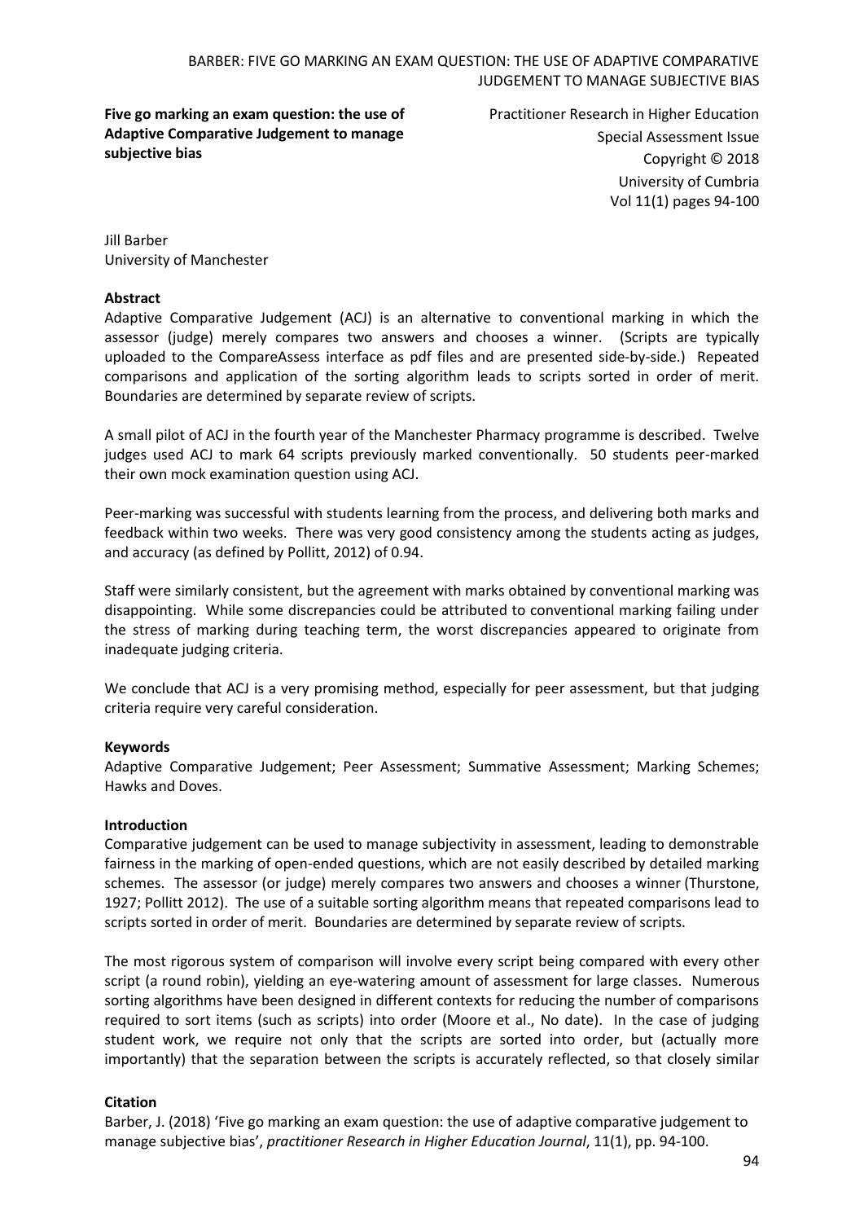**Five go marking an exam question: the use of Adaptive Comparative Judgement to manage subjective bias**

Practitioner Research in Higher Education
Special Assessment Issue
Copyright © 2018
University of Cumbria
Vol 11(1) pages 94-100

Jill Barber
University of Manchester

**Abstract**

Adaptive Comparative Judgement (ACJ) is an alternative to conventional marking in which the assessor (judge) merely compares two answers and chooses a winner. (Scripts are typically uploaded to the CompareAssess interface as pdf files and are presented side-by-side.) Repeated comparisons and application of the sorting algorithm leads to scripts sorted in order of merit. Boundaries are determined by separate review of scripts.

A small pilot of ACJ in the fourth year of the Manchester Pharmacy programme is described. Twelve judges used ACJ to mark 64 scripts previously marked conventionally. 50 students peer-marked their own mock examination question using ACJ.

Peer-marking was successful with students learning from the process, and delivering both marks and feedback within two weeks. There was very good consistency among the students acting as judges, and accuracy (as defined by Pollitt, 2012) of 0.94.

Staff were similarly consistent, but the agreement with marks obtained by conventional marking was disappointing. While some discrepancies could be attributed to conventional marking failing under the stress of marking during teaching term, the worst discrepancies appeared to originate from inadequate judging criteria.

We conclude that ACJ is a very promising method, especially for peer assessment, but that judging criteria require very careful consideration.

**Keywords**

Adaptive Comparative Judgement; Peer Assessment; Summative Assessment; Marking Schemes; Hawks and Doves.

**Introduction**

Comparative judgement can be used to manage subjectivity in assessment, leading to demonstrable fairness in the marking of open-ended questions, which are not easily described by detailed marking schemes. The assessor (or judge) merely compares two answers and chooses a winner (Thurstone, 1927; Pollitt 2012). The use of a suitable sorting algorithm means that repeated comparisons lead to scripts sorted in order of merit. Boundaries are determined by separate review of scripts.

The most rigorous system of comparison will involve every script being compared with every other script (a round robin), yielding an eye-watering amount of assessment for large classes. Numerous sorting algorithms have been designed in different contexts for reducing the number of comparisons required to sort items (such as scripts) into order (Moore et al., No date). In the case of judging student work, we require not only that the scripts are sorted into order, but (actually more importantly) that the separation between the scripts is accurately reflected, so that closely similar

**Citation**

Barber, J. (2018) 'Five go marking an exam question: the use of adaptive comparative judgement to manage subjective bias', *practitioner Research in Higher Education Journal*, 11(1), pp. 94-100.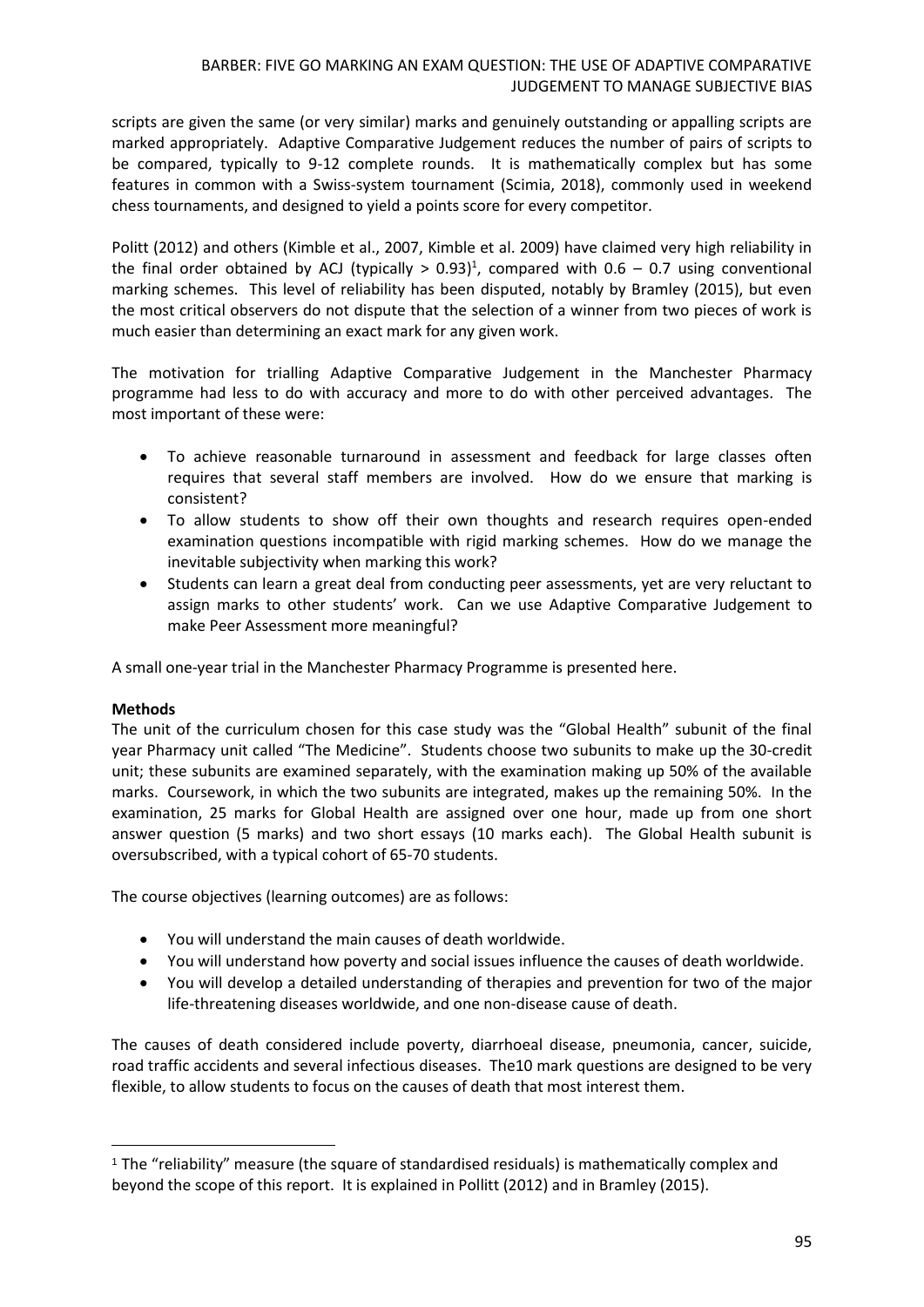scripts are given the same (or very similar) marks and genuinely outstanding or appalling scripts are marked appropriately. Adaptive Comparative Judgement reduces the number of pairs of scripts to be compared, typically to 9-12 complete rounds. It is mathematically complex but has some features in common with a Swiss-system tournament (Scimia, 2018), commonly used in weekend chess tournaments, and designed to yield a points score for every competitor.

Politt (2012) and others (Kimble et al., 2007, Kimble et al. 2009) have claimed very high reliability in the final order obtained by ACJ (typically > 0.93)[1], compared with 0.6 – 0.7 using conventional marking schemes. This level of reliability has been disputed, notably by Bramley (2015), but even the most critical observers do not dispute that the selection of a winner from two pieces of work is much easier than determining an exact mark for any given work.

The motivation for trialling Adaptive Comparative Judgement in the Manchester Pharmacy programme had less to do with accuracy and more to do with other perceived advantages. The most important of these were:

- To achieve reasonable turnaround in assessment and feedback for large classes often requires that several staff members are involved. How do we ensure that marking is consistent?
- To allow students to show off their own thoughts and research requires open-ended examination questions incompatible with rigid marking schemes. How do we manage the inevitable subjectivity when marking this work?
- Students can learn a great deal from conducting peer assessments, yet are very reluctant to assign marks to other students' work. Can we use Adaptive Comparative Judgement to make Peer Assessment more meaningful?

A small one-year trial in the Manchester Pharmacy Programme is presented here.

**Methods**

The unit of the curriculum chosen for this case study was the "Global Health" subunit of the final year Pharmacy unit called "The Medicine". Students choose two subunits to make up the 30-credit unit; these subunits are examined separately, with the examination making up 50% of the available marks. Coursework, in which the two subunits are integrated, makes up the remaining 50%. In the examination, 25 marks for Global Health are assigned over one hour, made up from one short answer question (5 marks) and two short essays (10 marks each). The Global Health subunit is oversubscribed, with a typical cohort of 65-70 students.

The course objectives (learning outcomes) are as follows:

- You will understand the main causes of death worldwide.
- You will understand how poverty and social issues influence the causes of death worldwide.
- You will develop a detailed understanding of therapies and prevention for two of the major life-threatening diseases worldwide, and one non-disease cause of death.

The causes of death considered include poverty, diarrhoeal disease, pneumonia, cancer, suicide, road traffic accidents and several infectious diseases. The10 mark questions are designed to be very flexible, to allow students to focus on the causes of death that most interest them.

[1] The "reliability" measure (the square of standardised residuals) is mathematically complex and beyond the scope of this report. It is explained in Pollitt (2012) and in Bramley (2015).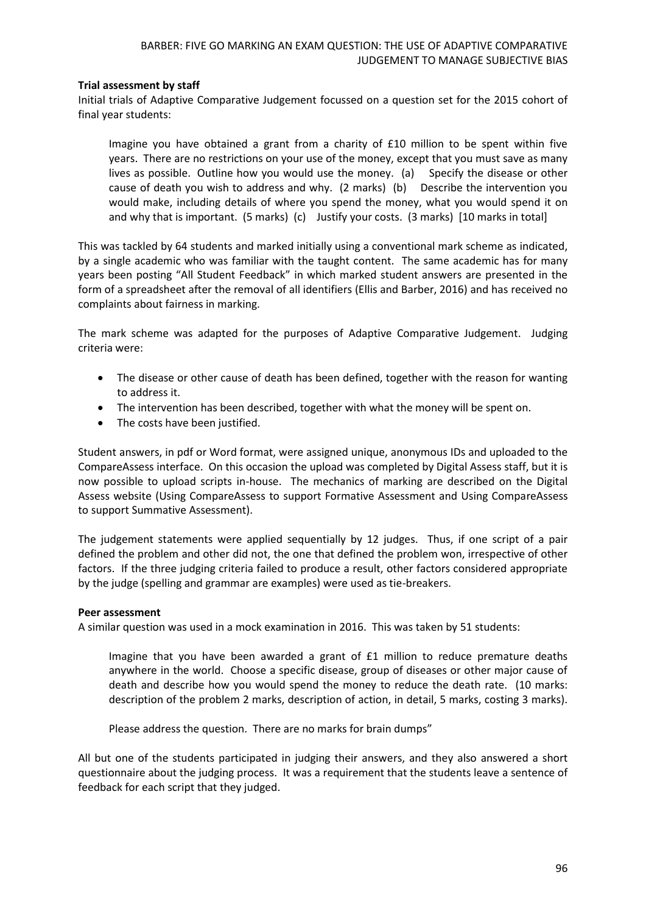**Trial assessment by staff**

Initial trials of Adaptive Comparative Judgement focussed on a question set for the 2015 cohort of final year students:

> Imagine you have obtained a grant from a charity of £10 million to be spent within five years. There are no restrictions on your use of the money, except that you must save as many lives as possible. Outline how you would use the money. (a) Specify the disease or other cause of death you wish to address and why. (2 marks) (b) Describe the intervention you would make, including details of where you spend the money, what you would spend it on and why that is important. (5 marks) (c) Justify your costs. (3 marks) [10 marks in total]

This was tackled by 64 students and marked initially using a conventional mark scheme as indicated, by a single academic who was familiar with the taught content. The same academic has for many years been posting "All Student Feedback" in which marked student answers are presented in the form of a spreadsheet after the removal of all identifiers (Ellis and Barber, 2016) and has received no complaints about fairness in marking.

The mark scheme was adapted for the purposes of Adaptive Comparative Judgement. Judging criteria were:

- The disease or other cause of death has been defined, together with the reason for wanting to address it.
- The intervention has been described, together with what the money will be spent on.
- The costs have been justified.

Student answers, in pdf or Word format, were assigned unique, anonymous IDs and uploaded to the CompareAssess interface. On this occasion the upload was completed by Digital Assess staff, but it is now possible to upload scripts in-house. The mechanics of marking are described on the Digital Assess website (Using CompareAssess to support Formative Assessment and Using CompareAssess to support Summative Assessment).

The judgement statements were applied sequentially by 12 judges. Thus, if one script of a pair defined the problem and other did not, the one that defined the problem won, irrespective of other factors. If the three judging criteria failed to produce a result, other factors considered appropriate by the judge (spelling and grammar are examples) were used as tie-breakers.

**Peer assessment**

A similar question was used in a mock examination in 2016. This was taken by 51 students:

> Imagine that you have been awarded a grant of £1 million to reduce premature deaths anywhere in the world. Choose a specific disease, group of diseases or other major cause of death and describe how you would spend the money to reduce the death rate. (10 marks: description of the problem 2 marks, description of action, in detail, 5 marks, costing 3 marks).
>
> Please address the question. There are no marks for brain dumps"

All but one of the students participated in judging their answers, and they also answered a short questionnaire about the judging process. It was a requirement that the students leave a sentence of feedback for each script that they judged.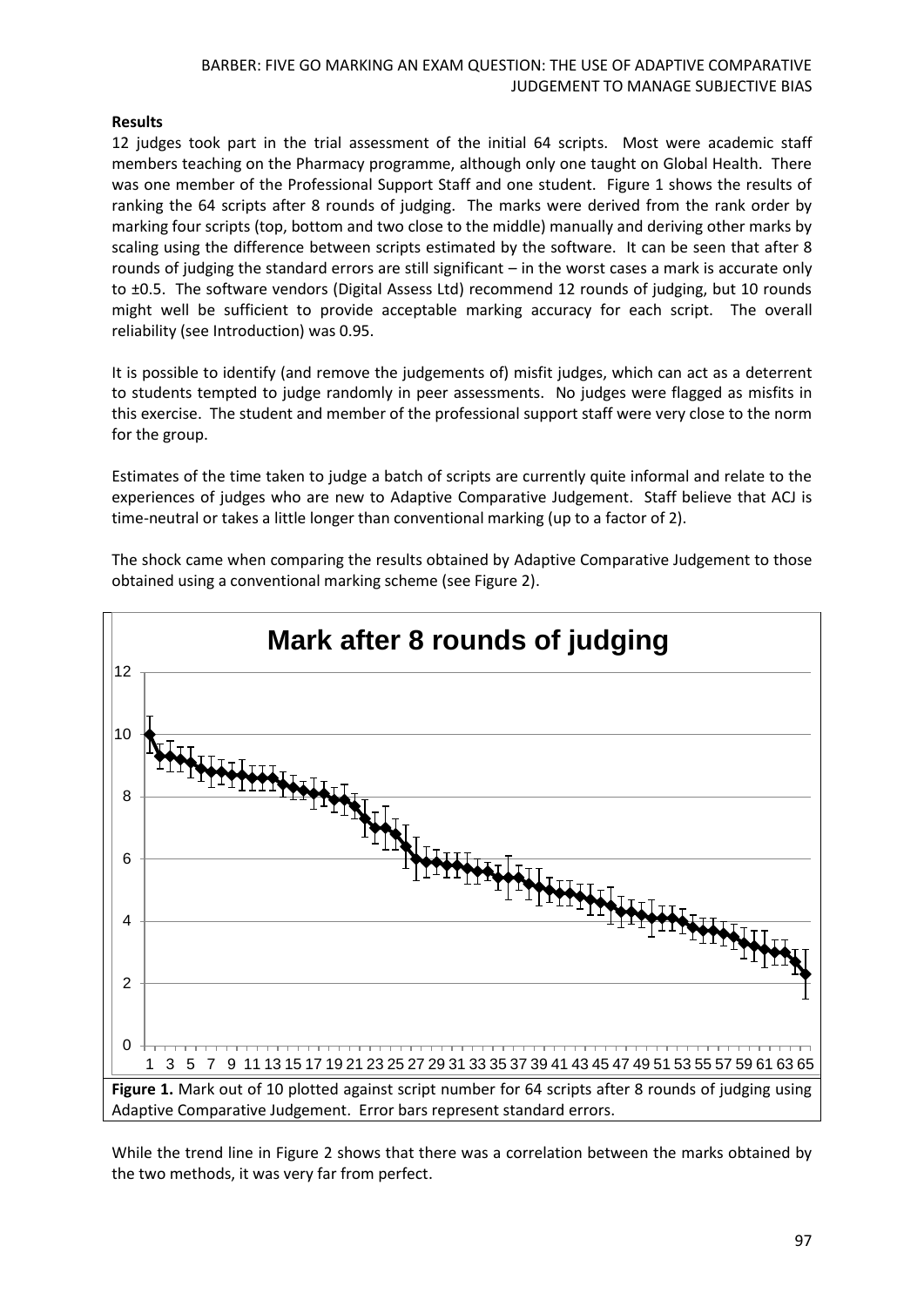**Results**

12 judges took part in the trial assessment of the initial 64 scripts. Most were academic staff members teaching on the Pharmacy programme, although only one taught on Global Health. There was one member of the Professional Support Staff and one student. Figure 1 shows the results of ranking the 64 scripts after 8 rounds of judging. The marks were derived from the rank order by marking four scripts (top, bottom and two close to the middle) manually and deriving other marks by scaling using the difference between scripts estimated by the software. It can be seen that after 8 rounds of judging the standard errors are still significant – in the worst cases a mark is accurate only to ±0.5. The software vendors (Digital Assess Ltd) recommend 12 rounds of judging, but 10 rounds might well be sufficient to provide acceptable marking accuracy for each script. The overall reliability (see Introduction) was 0.95.

It is possible to identify (and remove the judgements of) misfit judges, which can act as a deterrent to students tempted to judge randomly in peer assessments. No judges were flagged as misfits in this exercise. The student and member of the professional support staff were very close to the norm for the group.

Estimates of the time taken to judge a batch of scripts are currently quite informal and relate to the experiences of judges who are new to Adaptive Comparative Judgement. Staff believe that ACJ is time-neutral or takes a little longer than conventional marking (up to a factor of 2).

The shock came when comparing the results obtained by Adaptive Comparative Judgement to those obtained using a conventional marking scheme (see Figure 2).

**Figure 1.** Mark out of 10 plotted against script number for 64 scripts after 8 rounds of judging using Adaptive Comparative Judgement. Error bars represent standard errors.

While the trend line in Figure 2 shows that there was a correlation between the marks obtained by the two methods, it was very far from perfect.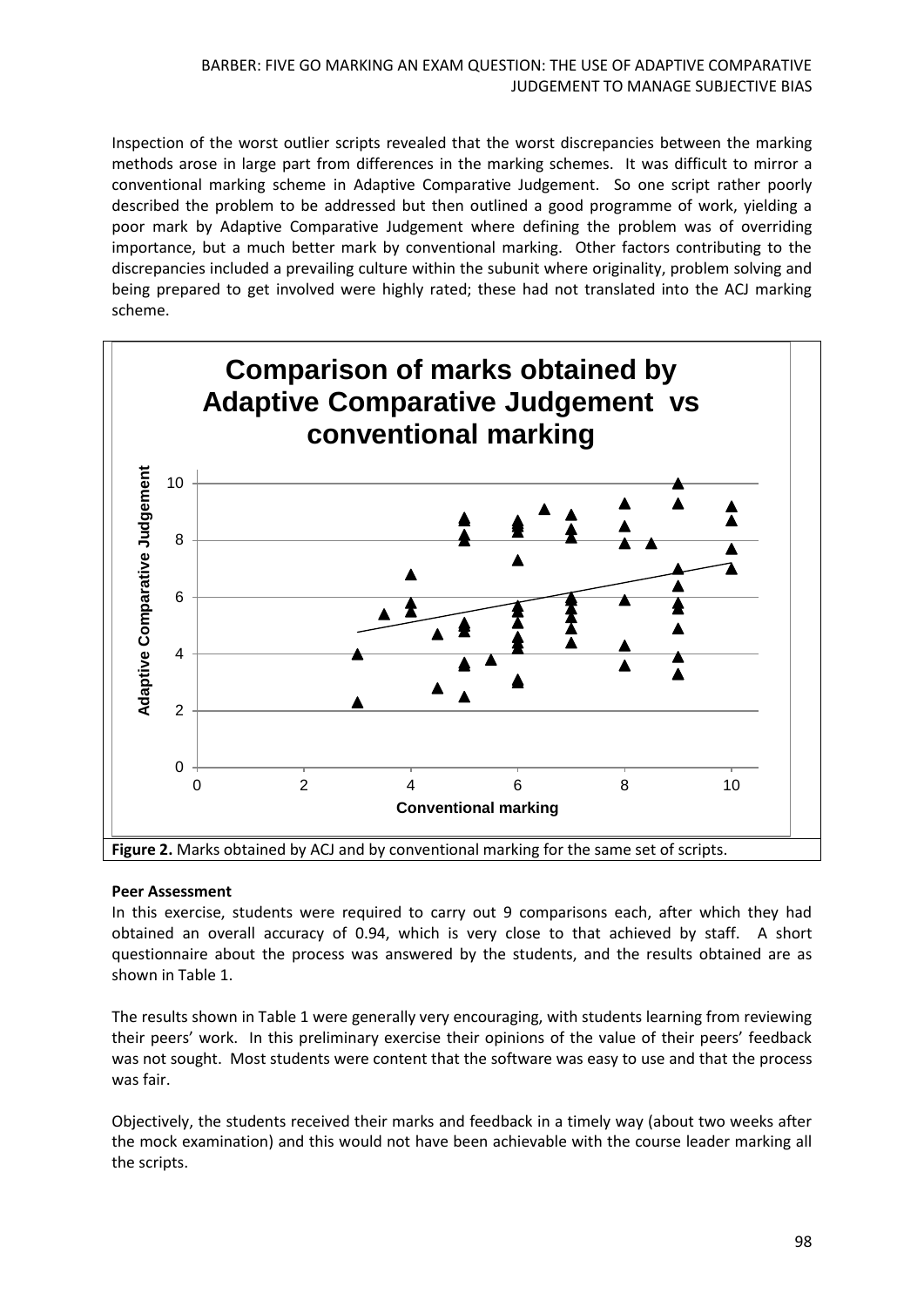Inspection of the worst outlier scripts revealed that the worst discrepancies between the marking methods arose in large part from differences in the marking schemes. It was difficult to mirror a conventional marking scheme in Adaptive Comparative Judgement. So one script rather poorly described the problem to be addressed but then outlined a good programme of work, yielding a poor mark by Adaptive Comparative Judgement where defining the problem was of overriding importance, but a much better mark by conventional marking. Other factors contributing to the discrepancies included a prevailing culture within the subunit where originality, problem solving and being prepared to get involved were highly rated; these had not translated into the ACJ marking scheme.

**Figure 2.** Marks obtained by ACJ and by conventional marking for the same set of scripts.

**Peer Assessment**

In this exercise, students were required to carry out 9 comparisons each, after which they had obtained an overall accuracy of 0.94, which is very close to that achieved by staff. A short questionnaire about the process was answered by the students, and the results obtained are as shown in Table 1.

The results shown in Table 1 were generally very encouraging, with students learning from reviewing their peers' work. In this preliminary exercise their opinions of the value of their peers' feedback was not sought. Most students were content that the software was easy to use and that the process was fair.

Objectively, the students received their marks and feedback in a timely way (about two weeks after the mock examination) and this would not have been achievable with the course leader marking all the scripts.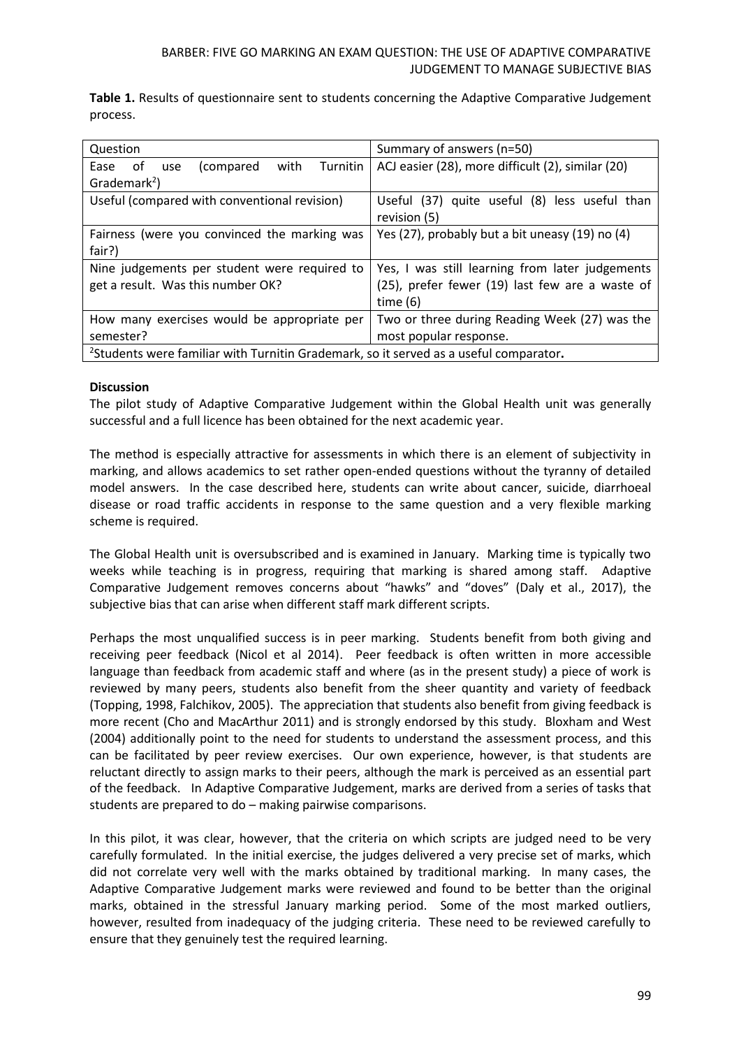**Table 1.** Results of questionnaire sent to students concerning the Adaptive Comparative Judgement process.

| Question | Summary of answers (n=50) |
|---|---|
| Ease of use (compared with Turnitin Grademark[2]) | ACJ easier (28), more difficult (2), similar (20) |
| Useful (compared with conventional revision) | Useful (37) quite useful (8) less useful than revision (5) |
| Fairness (were you convinced the marking was fair?) | Yes (27), probably but a bit uneasy (19) no (4) |
| Nine judgements per student were required to get a result. Was this number OK? | Yes, I was still learning from later judgements (25), prefer fewer (19) last few are a waste of time (6) |
| How many exercises would be appropriate per semester? | Two or three during Reading Week (27) was the most popular response. |
| [2]Students were familiar with Turnitin Grademark, so it served as a useful comparator. | |

**Discussion**

The pilot study of Adaptive Comparative Judgement within the Global Health unit was generally successful and a full licence has been obtained for the next academic year.

The method is especially attractive for assessments in which there is an element of subjectivity in marking, and allows academics to set rather open-ended questions without the tyranny of detailed model answers. In the case described here, students can write about cancer, suicide, diarrhoeal disease or road traffic accidents in response to the same question and a very flexible marking scheme is required.

The Global Health unit is oversubscribed and is examined in January. Marking time is typically two weeks while teaching is in progress, requiring that marking is shared among staff. Adaptive Comparative Judgement removes concerns about "hawks" and "doves" (Daly et al., 2017), the subjective bias that can arise when different staff mark different scripts.

Perhaps the most unqualified success is in peer marking. Students benefit from both giving and receiving peer feedback (Nicol et al 2014). Peer feedback is often written in more accessible language than feedback from academic staff and where (as in the present study) a piece of work is reviewed by many peers, students also benefit from the sheer quantity and variety of feedback (Topping, 1998, Falchikov, 2005). The appreciation that students also benefit from giving feedback is more recent (Cho and MacArthur 2011) and is strongly endorsed by this study. Bloxham and West (2004) additionally point to the need for students to understand the assessment process, and this can be facilitated by peer review exercises. Our own experience, however, is that students are reluctant directly to assign marks to their peers, although the mark is perceived as an essential part of the feedback. In Adaptive Comparative Judgement, marks are derived from a series of tasks that students are prepared to do – making pairwise comparisons.

In this pilot, it was clear, however, that the criteria on which scripts are judged need to be very carefully formulated. In the initial exercise, the judges delivered a very precise set of marks, which did not correlate very well with the marks obtained by traditional marking. In many cases, the Adaptive Comparative Judgement marks were reviewed and found to be better than the original marks, obtained in the stressful January marking period. Some of the most marked outliers, however, resulted from inadequacy of the judging criteria. These need to be reviewed carefully to ensure that they genuinely test the required learning.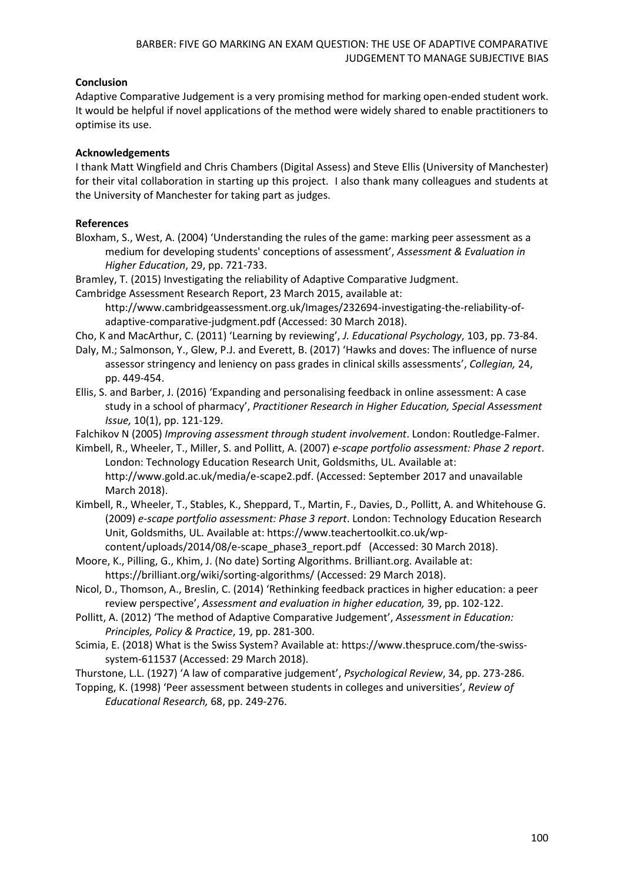## Conclusion

Adaptive Comparative Judgement is a very promising method for marking open-ended student work. It would be helpful if novel applications of the method were widely shared to enable practitioners to optimise its use.

## Acknowledgements

I thank Matt Wingfield and Chris Chambers (Digital Assess) and Steve Ellis (University of Manchester) for their vital collaboration in starting up this project. I also thank many colleagues and students at the University of Manchester for taking part as judges.

## References

Bloxham, S., West, A. (2004) 'Understanding the rules of the game: marking peer assessment as a medium for developing students' conceptions of assessment', *Assessment & Evaluation in Higher Education*, 29, pp. 721-733.

Bramley, T. (2015) Investigating the reliability of Adaptive Comparative Judgment.
Cambridge Assessment Research Report, 23 March 2015, available at: http://www.cambridgeassessment.org.uk/Images/232694-investigating-the-reliability-of-adaptive-comparative-judgment.pdf (Accessed: 30 March 2018).

Cho, K and MacArthur, C. (2011) 'Learning by reviewing', *J. Educational Psychology*, 103, pp. 73-84.

Daly, M.; Salmonson, Y., Glew, P.J. and Everett, B. (2017) 'Hawks and doves: The influence of nurse assessor stringency and leniency on pass grades in clinical skills assessments', *Collegian,* 24, pp. 449-454.

Ellis, S. and Barber, J. (2016) 'Expanding and personalising feedback in online assessment: A case study in a school of pharmacy', *Practitioner Research in Higher Education, Special Assessment Issue,* 10(1), pp. 121-129.

Falchikov N (2005) *Improving assessment through student involvement*. London: Routledge-Falmer.

Kimbell, R., Wheeler, T., Miller, S. and Pollitt, A. (2007) *e-scape portfolio assessment: Phase 2 report*. London: Technology Education Research Unit, Goldsmiths, UL. Available at: http://www.gold.ac.uk/media/e-scape2.pdf. (Accessed: September 2017 and unavailable March 2018).

Kimbell, R., Wheeler, T., Stables, K., Sheppard, T., Martin, F., Davies, D., Pollitt, A. and Whitehouse G. (2009) *e-scape portfolio assessment: Phase 3 report*. London: Technology Education Research Unit, Goldsmiths, UL. Available at: https://www.teachertoolkit.co.uk/wp-content/uploads/2014/08/e-scape_phase3_report.pdf (Accessed: 30 March 2018).

Moore, K., Pilling, G., Khim, J. (No date) Sorting Algorithms. Brilliant.org. Available at: https://brilliant.org/wiki/sorting-algorithms/ (Accessed: 29 March 2018).

Nicol, D., Thomson, A., Breslin, C. (2014) 'Rethinking feedback practices in higher education: a peer review perspective', *Assessment and evaluation in higher education,* 39, pp. 102-122.

Pollitt, A. (2012) 'The method of Adaptive Comparative Judgement', *Assessment in Education: Principles, Policy & Practice*, 19, pp. 281-300.

Scimia, E. (2018) What is the Swiss System? Available at: https://www.thespruce.com/the-swiss-system-611537 (Accessed: 29 March 2018).

Thurstone, L.L. (1927) 'A law of comparative judgement', *Psychological Review*, 34, pp. 273-286.

Topping, K. (1998) 'Peer assessment between students in colleges and universities', *Review of Educational Research,* 68, pp. 249-276.